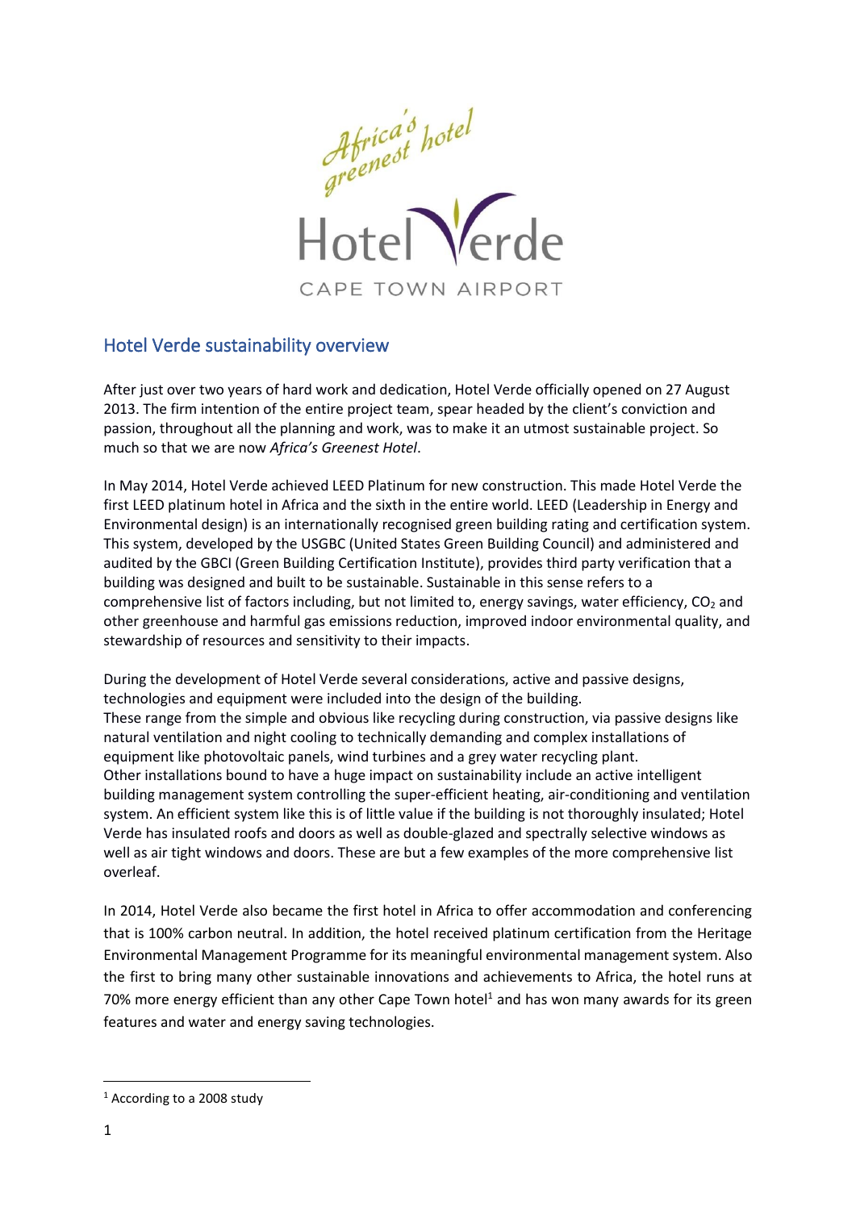Africa's greenest hotel

Hotel Verde

CAPE TOWN AIRPORT

## Hotel Verde sustainability overview

After just over two years of hard work and dedication, Hotel Verde officially opened on 27 August 2013. The firm intention of the entire project team, spear headed by the client's conviction and passion, throughout all the planning and work, was to make it an utmost sustainable project. So much so that we are now *Africa's Greenest Hotel*.

In May 2014, Hotel Verde achieved LEED Platinum for new construction. This made Hotel Verde the first LEED platinum hotel in Africa and the sixth in the entire world. LEED (Leadership in Energy and Environmental design) is an internationally recognised green building rating and certification system. This system, developed by the USGBC (United States Green Building Council) and administered and audited by the GBCI (Green Building Certification Institute), provides third party verification that a building was designed and built to be sustainable. Sustainable in this sense refers to a comprehensive list of factors including, but not limited to, energy savings, water efficiency, $CO_2$ and other greenhouse and harmful gas emissions reduction, improved indoor environmental quality, and stewardship of resources and sensitivity to their impacts.

During the development of Hotel Verde several considerations, active and passive designs, technologies and equipment were included into the design of the building.
These range from the simple and obvious like recycling during construction, via passive designs like natural ventilation and night cooling to technically demanding and complex installations of equipment like photovoltaic panels, wind turbines and a grey water recycling plant.
Other installations bound to have a huge impact on sustainability include an active intelligent building management system controlling the super-efficient heating, air-conditioning and ventilation system. An efficient system like this is of little value if the building is not thoroughly insulated; Hotel Verde has insulated roofs and doors as well as double-glazed and spectrally selective windows as well as air tight windows and doors. These are but a few examples of the more comprehensive list overleaf.

In 2014, Hotel Verde also became the first hotel in Africa to offer accommodation and conferencing that is 100% carbon neutral. In addition, the hotel received platinum certification from the Heritage Environmental Management Programme for its meaningful environmental management system. Also the first to bring many other sustainable innovations and achievements to Africa, the hotel runs at 70% more energy efficient than any other Cape Town hotel[1] and has won many awards for its green features and water and energy saving technologies.

[1] According to a 2008 study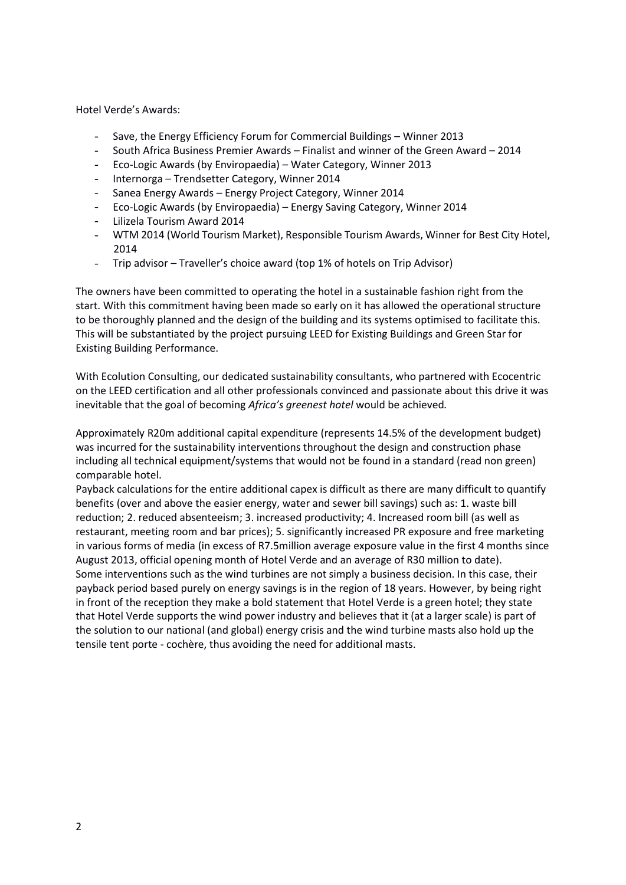Hotel Verde's Awards:

- Save, the Energy Efficiency Forum for Commercial Buildings – Winner 2013
- South Africa Business Premier Awards – Finalist and winner of the Green Award – 2014
- Eco-Logic Awards (by Enviropaedia) – Water Category, Winner 2013
- Internorga – Trendsetter Category, Winner 2014
- Sanea Energy Awards – Energy Project Category, Winner 2014
- Eco-Logic Awards (by Enviropaedia) – Energy Saving Category, Winner 2014
- Lilizela Tourism Award 2014
- WTM 2014 (World Tourism Market), Responsible Tourism Awards, Winner for Best City Hotel, 2014
- Trip advisor – Traveller's choice award (top 1% of hotels on Trip Advisor)

The owners have been committed to operating the hotel in a sustainable fashion right from the start. With this commitment having been made so early on it has allowed the operational structure to be thoroughly planned and the design of the building and its systems optimised to facilitate this. This will be substantiated by the project pursuing LEED for Existing Buildings and Green Star for Existing Building Performance.

With Ecolution Consulting, our dedicated sustainability consultants, who partnered with Ecocentric on the LEED certification and all other professionals convinced and passionate about this drive it was inevitable that the goal of becoming *Africa's greenest hotel* would be achieved.

Approximately R20m additional capital expenditure (represents 14.5% of the development budget) was incurred for the sustainability interventions throughout the design and construction phase including all technical equipment/systems that would not be found in a standard (read non green) comparable hotel.

Payback calculations for the entire additional capex is difficult as there are many difficult to quantify benefits (over and above the easier energy, water and sewer bill savings) such as: 1. waste bill reduction; 2. reduced absenteeism; 3. increased productivity; 4. Increased room bill (as well as restaurant, meeting room and bar prices); 5. significantly increased PR exposure and free marketing in various forms of media (in excess of R7.5million average exposure value in the first 4 months since August 2013, official opening month of Hotel Verde and an average of R30 million to date).

Some interventions such as the wind turbines are not simply a business decision. In this case, their payback period based purely on energy savings is in the region of 18 years. However, by being right in front of the reception they make a bold statement that Hotel Verde is a green hotel; they state that Hotel Verde supports the wind power industry and believes that it (at a larger scale) is part of the solution to our national (and global) energy crisis and the wind turbine masts also hold up the tensile tent porte - cochère, thus avoiding the need for additional masts.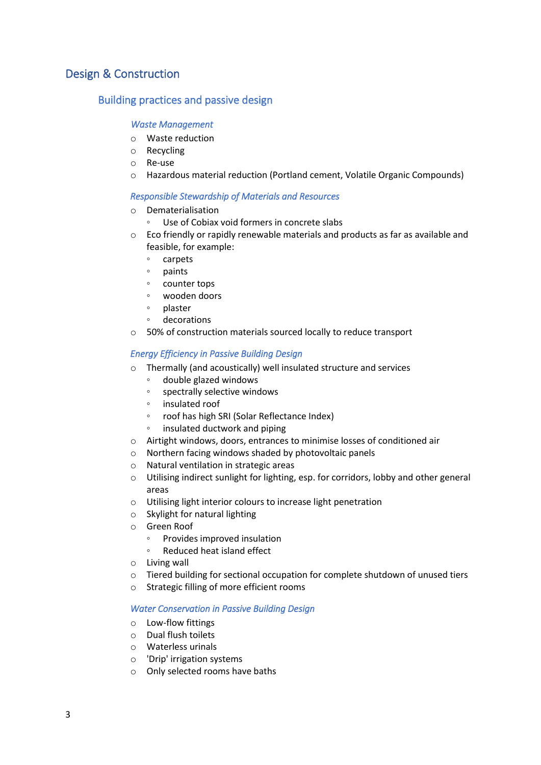# Design & Construction

## Building practices and passive design

### *Waste Management*

- Waste reduction
- Recycling
- Re-use
- Hazardous material reduction (Portland cement, Volatile Organic Compounds)

### *Responsible Stewardship of Materials and Resources*

- Dematerialisation
  - Use of Cobiax void formers in concrete slabs
- Eco friendly or rapidly renewable materials and products as far as available and feasible, for example:
  - carpets
  - paints
  - counter tops
  - wooden doors
  - plaster
  - decorations
- 50% of construction materials sourced locally to reduce transport

### *Energy Efficiency in Passive Building Design*

- Thermally (and acoustically) well insulated structure and services
  - double glazed windows
  - spectrally selective windows
  - insulated roof
  - roof has high SRI (Solar Reflectance Index)
  - insulated ductwork and piping
- Airtight windows, doors, entrances to minimise losses of conditioned air
- Northern facing windows shaded by photovoltaic panels
- Natural ventilation in strategic areas
- Utilising indirect sunlight for lighting, esp. for corridors, lobby and other general areas
- Utilising light interior colours to increase light penetration
- Skylight for natural lighting
- Green Roof
  - Provides improved insulation
  - Reduced heat island effect
- Living wall
- Tiered building for sectional occupation for complete shutdown of unused tiers
- Strategic filling of more efficient rooms

### *Water Conservation in Passive Building Design*

- Low-flow fittings
- Dual flush toilets
- Waterless urinals
- 'Drip' irrigation systems
- Only selected rooms have baths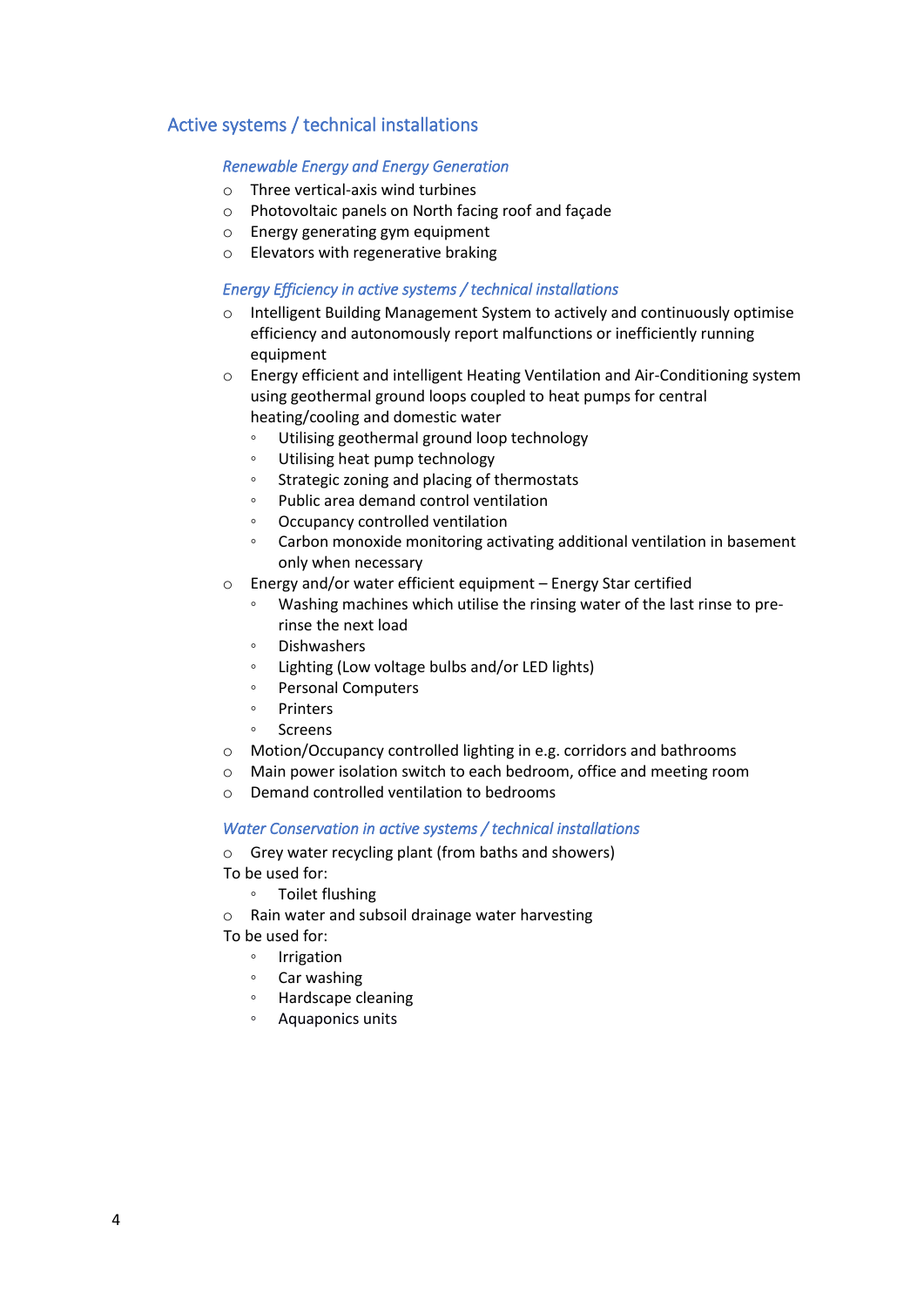## Active systems / technical installations

### *Renewable Energy and Energy Generation*

- Three vertical-axis wind turbines
- Photovoltaic panels on North facing roof and façade
- Energy generating gym equipment
- Elevators with regenerative braking

### *Energy Efficiency in active systems / technical installations*

- Intelligent Building Management System to actively and continuously optimise efficiency and autonomously report malfunctions or inefficiently running equipment
- Energy efficient and intelligent Heating Ventilation and Air-Conditioning system using geothermal ground loops coupled to heat pumps for central heating/cooling and domestic water
  - Utilising geothermal ground loop technology
  - Utilising heat pump technology
  - Strategic zoning and placing of thermostats
  - Public area demand control ventilation
  - Occupancy controlled ventilation
  - Carbon monoxide monitoring activating additional ventilation in basement only when necessary
- Energy and/or water efficient equipment – Energy Star certified
  - Washing machines which utilise the rinsing water of the last rinse to pre-rinse the next load
  - Dishwashers
  - Lighting (Low voltage bulbs and/or LED lights)
  - Personal Computers
  - Printers
  - Screens
- Motion/Occupancy controlled lighting in e.g. corridors and bathrooms
- Main power isolation switch to each bedroom, office and meeting room
- Demand controlled ventilation to bedrooms

### *Water Conservation in active systems / technical installations*

- Grey water recycling plant (from baths and showers)

To be used for:

  - Toilet flushing

- Rain water and subsoil drainage water harvesting

To be used for:

  - Irrigation
  - Car washing
  - Hardscape cleaning
  - Aquaponics units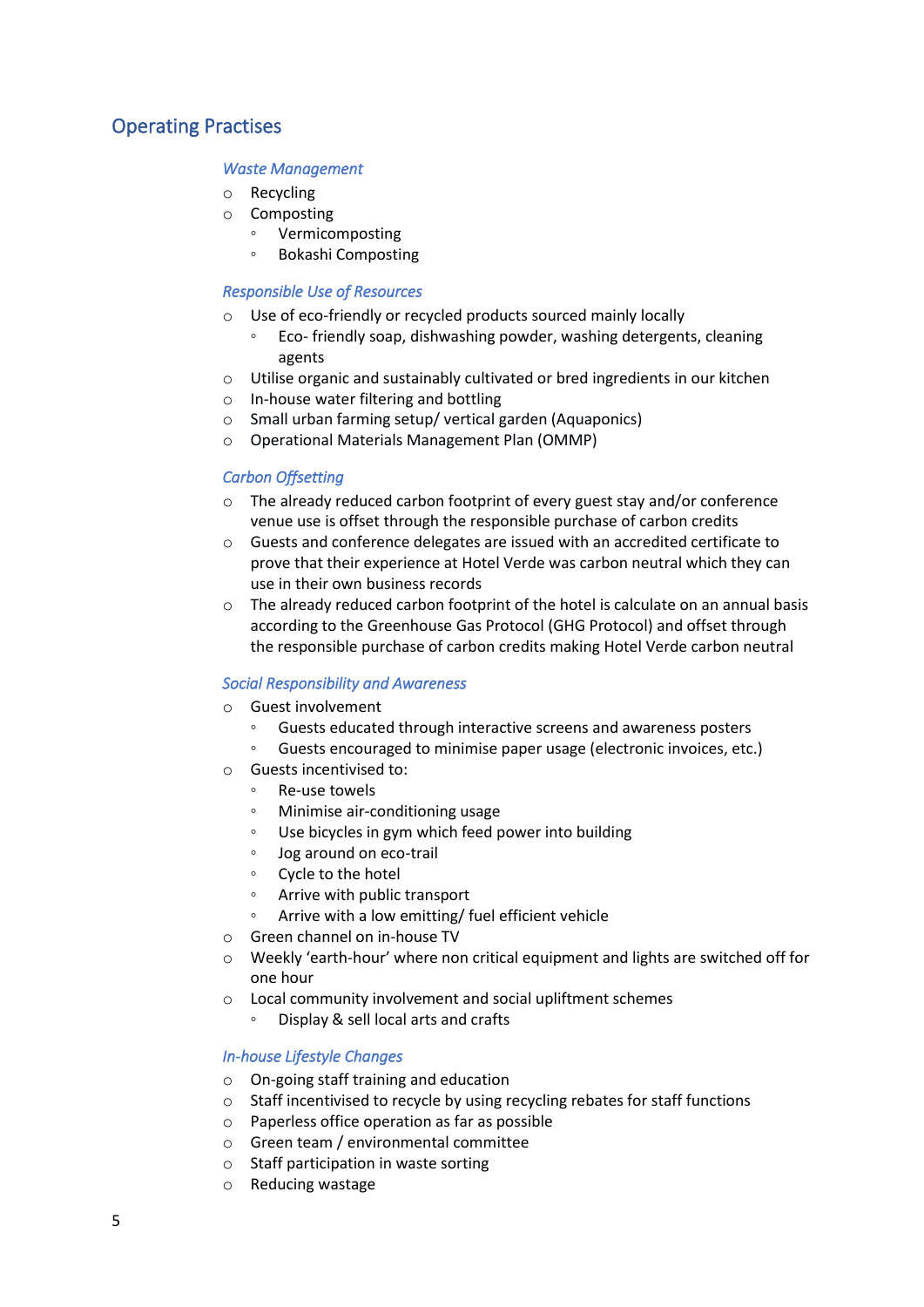## Operating Practises

### *Waste Management*

- Recycling
- Composting
  - Vermicomposting
  - Bokashi Composting

### *Responsible Use of Resources*

- Use of eco-friendly or recycled products sourced mainly locally
  - Eco- friendly soap, dishwashing powder, washing detergents, cleaning agents
- Utilise organic and sustainably cultivated or bred ingredients in our kitchen
- In-house water filtering and bottling
- Small urban farming setup/ vertical garden (Aquaponics)
- Operational Materials Management Plan (OMMP)

### *Carbon Offsetting*

- The already reduced carbon footprint of every guest stay and/or conference venue use is offset through the responsible purchase of carbon credits
- Guests and conference delegates are issued with an accredited certificate to prove that their experience at Hotel Verde was carbon neutral which they can use in their own business records
- The already reduced carbon footprint of the hotel is calculate on an annual basis according to the Greenhouse Gas Protocol (GHG Protocol) and offset through the responsible purchase of carbon credits making Hotel Verde carbon neutral

### *Social Responsibility and Awareness*

- Guest involvement
  - Guests educated through interactive screens and awareness posters
  - Guests encouraged to minimise paper usage (electronic invoices, etc.)
- Guests incentivised to:
  - Re-use towels
  - Minimise air-conditioning usage
  - Use bicycles in gym which feed power into building
  - Jog around on eco-trail
  - Cycle to the hotel
  - Arrive with public transport
  - Arrive with a low emitting/ fuel efficient vehicle
- Green channel on in-house TV
- Weekly 'earth-hour' where non critical equipment and lights are switched off for one hour
- Local community involvement and social upliftment schemes
  - Display & sell local arts and crafts

### *In-house Lifestyle Changes*

- On-going staff training and education
- Staff incentivised to recycle by using recycling rebates for staff functions
- Paperless office operation as far as possible
- Green team / environmental committee
- Staff participation in waste sorting
- Reducing wastage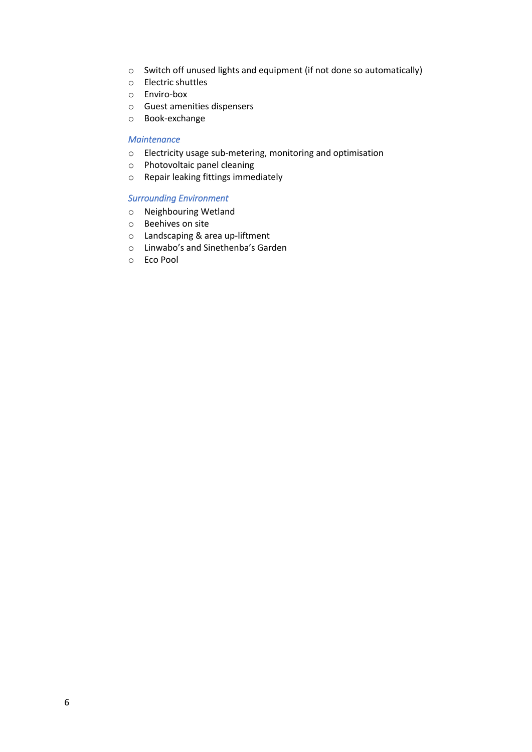- Switch off unused lights and equipment (if not done so automatically)
- Electric shuttles
- Enviro-box
- Guest amenities dispensers
- Book-exchange

*Maintenance*

- Electricity usage sub-metering, monitoring and optimisation
- Photovoltaic panel cleaning
- Repair leaking fittings immediately

*Surrounding Environment*

- Neighbouring Wetland
- Beehives on site
- Landscaping & area up-liftment
- Linwabo's and Sinethenba's Garden
- Eco Pool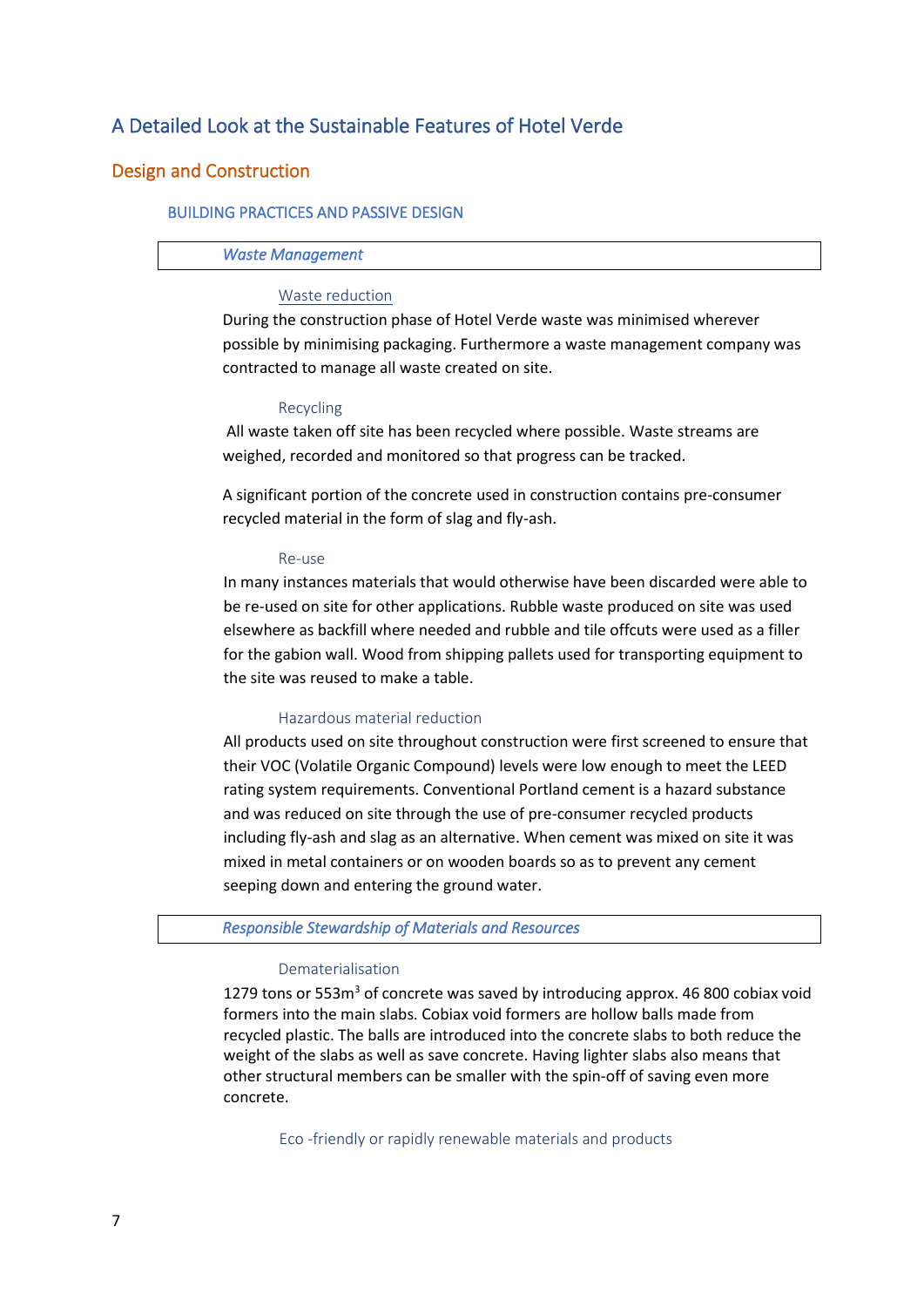## A Detailed Look at the Sustainable Features of Hotel Verde

### Design and Construction

#### BUILDING PRACTICES AND PASSIVE DESIGN

##### *Waste Management*

###### Waste reduction

During the construction phase of Hotel Verde waste was minimised wherever possible by minimising packaging. Furthermore a waste management company was contracted to manage all waste created on site.

###### Recycling

All waste taken off site has been recycled where possible. Waste streams are weighed, recorded and monitored so that progress can be tracked.

A significant portion of the concrete used in construction contains pre-consumer recycled material in the form of slag and fly-ash.

###### Re-use

In many instances materials that would otherwise have been discarded were able to be re-used on site for other applications. Rubble waste produced on site was used elsewhere as backfill where needed and rubble and tile offcuts were used as a filler for the gabion wall. Wood from shipping pallets used for transporting equipment to the site was reused to make a table.

###### Hazardous material reduction

All products used on site throughout construction were first screened to ensure that their VOC (Volatile Organic Compound) levels were low enough to meet the LEED rating system requirements. Conventional Portland cement is a hazard substance and was reduced on site through the use of pre-consumer recycled products including fly-ash and slag as an alternative. When cement was mixed on site it was mixed in metal containers or on wooden boards so as to prevent any cement seeping down and entering the ground water.

##### *Responsible Stewardship of Materials and Resources*

###### Dematerialisation

1279 tons or 553m$^3$ of concrete was saved by introducing approx. 46 800 cobiax void formers into the main slabs. Cobiax void formers are hollow balls made from recycled plastic. The balls are introduced into the concrete slabs to both reduce the weight of the slabs as well as save concrete. Having lighter slabs also means that other structural members can be smaller with the spin-off of saving even more concrete.

###### Eco -friendly or rapidly renewable materials and products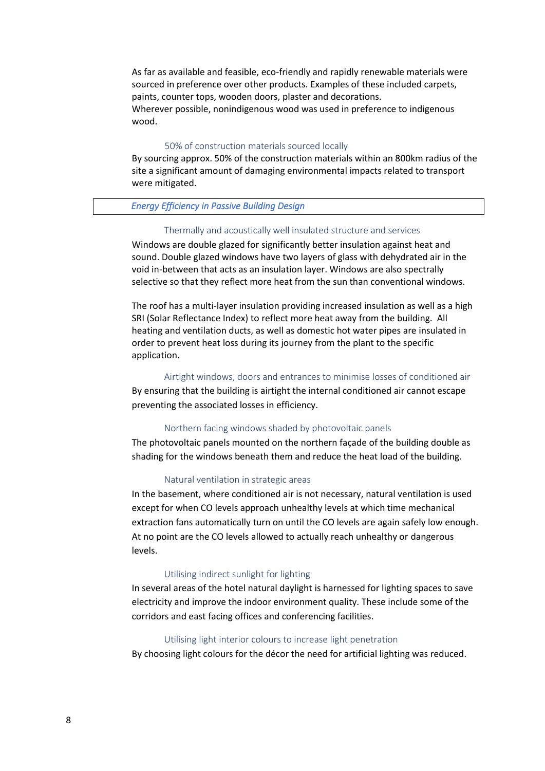As far as available and feasible, eco-friendly and rapidly renewable materials were sourced in preference over other products. Examples of these included carpets, paints, counter tops, wooden doors, plaster and decorations.
Wherever possible, nonindigenous wood was used in preference to indigenous wood.

#### 50% of construction materials sourced locally

By sourcing approx. 50% of the construction materials within an 800km radius of the site a significant amount of damaging environmental impacts related to transport were mitigated.

### *Energy Efficiency in Passive Building Design*

#### Thermally and acoustically well insulated structure and services

Windows are double glazed for significantly better insulation against heat and sound. Double glazed windows have two layers of glass with dehydrated air in the void in-between that acts as an insulation layer. Windows are also spectrally selective so that they reflect more heat from the sun than conventional windows.

The roof has a multi-layer insulation providing increased insulation as well as a high SRI (Solar Reflectance Index) to reflect more heat away from the building. All heating and ventilation ducts, as well as domestic hot water pipes are insulated in order to prevent heat loss during its journey from the plant to the specific application.

#### Airtight windows, doors and entrances to minimise losses of conditioned air

By ensuring that the building is airtight the internal conditioned air cannot escape preventing the associated losses in efficiency.

#### Northern facing windows shaded by photovoltaic panels

The photovoltaic panels mounted on the northern façade of the building double as shading for the windows beneath them and reduce the heat load of the building.

#### Natural ventilation in strategic areas

In the basement, where conditioned air is not necessary, natural ventilation is used except for when CO levels approach unhealthy levels at which time mechanical extraction fans automatically turn on until the CO levels are again safely low enough. At no point are the CO levels allowed to actually reach unhealthy or dangerous levels.

#### Utilising indirect sunlight for lighting

In several areas of the hotel natural daylight is harnessed for lighting spaces to save electricity and improve the indoor environment quality. These include some of the corridors and east facing offices and conferencing facilities.

#### Utilising light interior colours to increase light penetration

By choosing light colours for the décor the need for artificial lighting was reduced.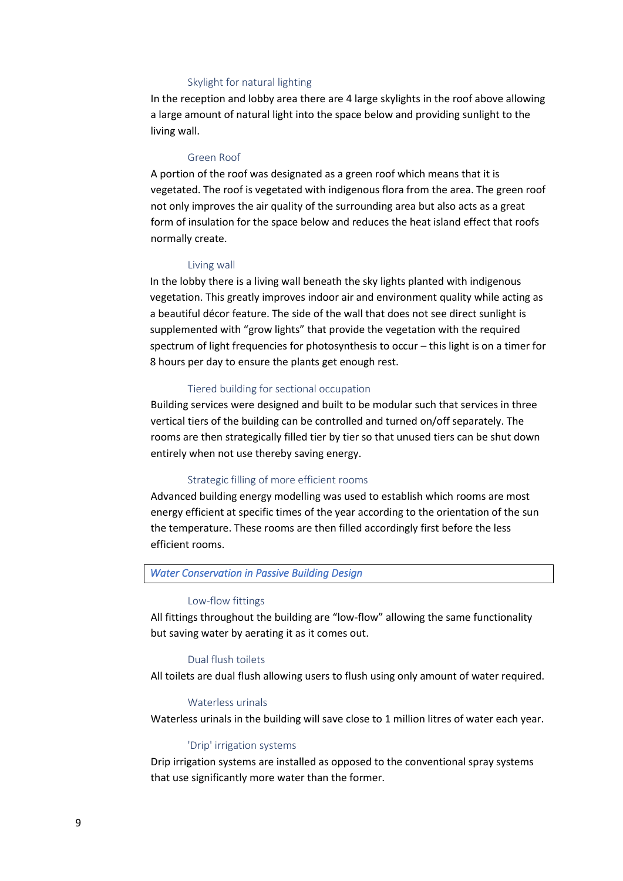#### Skylight for natural lighting

In the reception and lobby area there are 4 large skylights in the roof above allowing a large amount of natural light into the space below and providing sunlight to the living wall.

#### Green Roof

A portion of the roof was designated as a green roof which means that it is vegetated. The roof is vegetated with indigenous flora from the area. The green roof not only improves the air quality of the surrounding area but also acts as a great form of insulation for the space below and reduces the heat island effect that roofs normally create.

#### Living wall

In the lobby there is a living wall beneath the sky lights planted with indigenous vegetation. This greatly improves indoor air and environment quality while acting as a beautiful décor feature. The side of the wall that does not see direct sunlight is supplemented with “grow lights” that provide the vegetation with the required spectrum of light frequencies for photosynthesis to occur – this light is on a timer for 8 hours per day to ensure the plants get enough rest.

#### Tiered building for sectional occupation

Building services were designed and built to be modular such that services in three vertical tiers of the building can be controlled and turned on/off separately. The rooms are then strategically filled tier by tier so that unused tiers can be shut down entirely when not use thereby saving energy.

#### Strategic filling of more efficient rooms

Advanced building energy modelling was used to establish which rooms are most energy efficient at specific times of the year according to the orientation of the sun the temperature. These rooms are then filled accordingly first before the less efficient rooms.

### *Water Conservation in Passive Building Design*

#### Low-flow fittings

All fittings throughout the building are “low-flow” allowing the same functionality but saving water by aerating it as it comes out.

#### Dual flush toilets

All toilets are dual flush allowing users to flush using only amount of water required.

#### Waterless urinals

Waterless urinals in the building will save close to 1 million litres of water each year.

#### 'Drip' irrigation systems

Drip irrigation systems are installed as opposed to the conventional spray systems that use significantly more water than the former.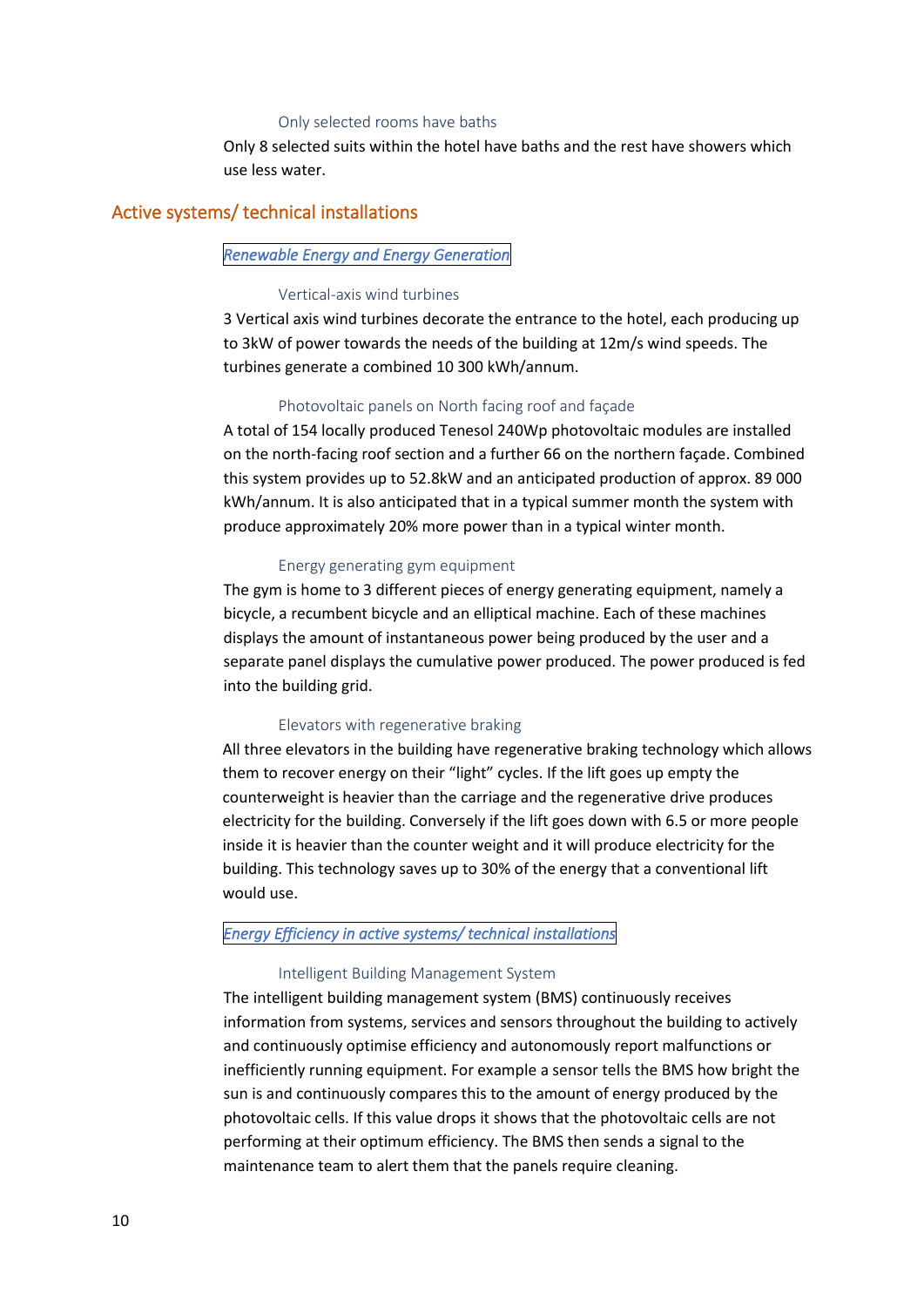#### Only selected rooms have baths

Only 8 selected suits within the hotel have baths and the rest have showers which use less water.

## Active systems/ technical installations

### *Renewable Energy and Energy Generation*

#### Vertical-axis wind turbines

3 Vertical axis wind turbines decorate the entrance to the hotel, each producing up to 3kW of power towards the needs of the building at 12m/s wind speeds. The turbines generate a combined 10 300 kWh/annum.

#### Photovoltaic panels on North facing roof and façade

A total of 154 locally produced Tenesol 240Wp photovoltaic modules are installed on the north-facing roof section and a further 66 on the northern façade. Combined this system provides up to 52.8kW and an anticipated production of approx. 89 000 kWh/annum. It is also anticipated that in a typical summer month the system with produce approximately 20% more power than in a typical winter month.

#### Energy generating gym equipment

The gym is home to 3 different pieces of energy generating equipment, namely a bicycle, a recumbent bicycle and an elliptical machine. Each of these machines displays the amount of instantaneous power being produced by the user and a separate panel displays the cumulative power produced. The power produced is fed into the building grid.

#### Elevators with regenerative braking

All three elevators in the building have regenerative braking technology which allows them to recover energy on their "light" cycles. If the lift goes up empty the counterweight is heavier than the carriage and the regenerative drive produces electricity for the building. Conversely if the lift goes down with 6.5 or more people inside it is heavier than the counter weight and it will produce electricity for the building. This technology saves up to 30% of the energy that a conventional lift would use.

### *Energy Efficiency in active systems/ technical installations*

#### Intelligent Building Management System

The intelligent building management system (BMS) continuously receives information from systems, services and sensors throughout the building to actively and continuously optimise efficiency and autonomously report malfunctions or inefficiently running equipment. For example a sensor tells the BMS how bright the sun is and continuously compares this to the amount of energy produced by the photovoltaic cells. If this value drops it shows that the photovoltaic cells are not performing at their optimum efficiency. The BMS then sends a signal to the maintenance team to alert them that the panels require cleaning.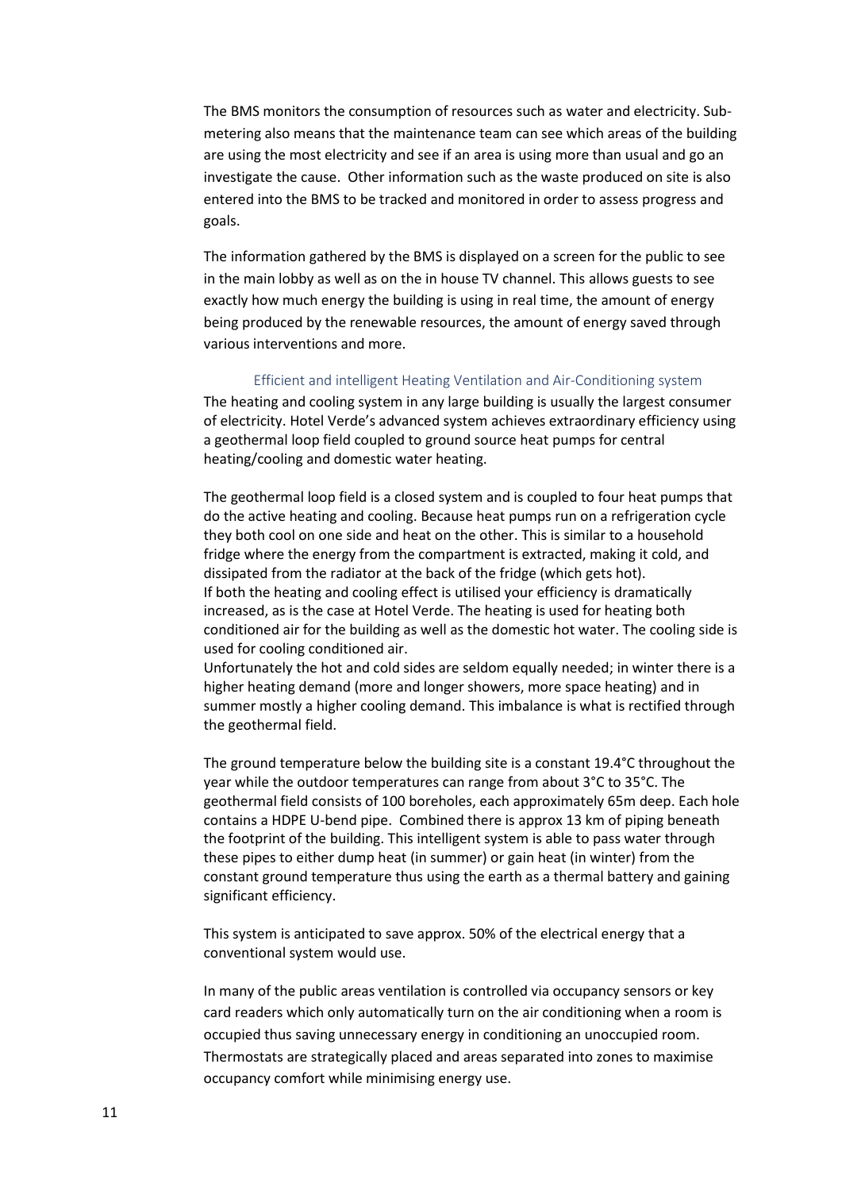The BMS monitors the consumption of resources such as water and electricity. Sub-metering also means that the maintenance team can see which areas of the building are using the most electricity and see if an area is using more than usual and go an investigate the cause. Other information such as the waste produced on site is also entered into the BMS to be tracked and monitored in order to assess progress and goals.

The information gathered by the BMS is displayed on a screen for the public to see in the main lobby as well as on the in house TV channel. This allows guests to see exactly how much energy the building is using in real time, the amount of energy being produced by the renewable resources, the amount of energy saved through various interventions and more.

### Efficient and intelligent Heating Ventilation and Air-Conditioning system

The heating and cooling system in any large building is usually the largest consumer of electricity. Hotel Verde's advanced system achieves extraordinary efficiency using a geothermal loop field coupled to ground source heat pumps for central heating/cooling and domestic water heating.

The geothermal loop field is a closed system and is coupled to four heat pumps that do the active heating and cooling. Because heat pumps run on a refrigeration cycle they both cool on one side and heat on the other. This is similar to a household fridge where the energy from the compartment is extracted, making it cold, and dissipated from the radiator at the back of the fridge (which gets hot).
If both the heating and cooling effect is utilised your efficiency is dramatically increased, as is the case at Hotel Verde. The heating is used for heating both conditioned air for the building as well as the domestic hot water. The cooling side is used for cooling conditioned air.
Unfortunately the hot and cold sides are seldom equally needed; in winter there is a higher heating demand (more and longer showers, more space heating) and in summer mostly a higher cooling demand. This imbalance is what is rectified through the geothermal field.

The ground temperature below the building site is a constant 19.4°C throughout the year while the outdoor temperatures can range from about 3°C to 35°C. The geothermal field consists of 100 boreholes, each approximately 65m deep. Each hole contains a HDPE U-bend pipe. Combined there is approx 13 km of piping beneath the footprint of the building. This intelligent system is able to pass water through these pipes to either dump heat (in summer) or gain heat (in winter) from the constant ground temperature thus using the earth as a thermal battery and gaining significant efficiency.

This system is anticipated to save approx. 50% of the electrical energy that a conventional system would use.

In many of the public areas ventilation is controlled via occupancy sensors or key card readers which only automatically turn on the air conditioning when a room is occupied thus saving unnecessary energy in conditioning an unoccupied room. Thermostats are strategically placed and areas separated into zones to maximise occupancy comfort while minimising energy use.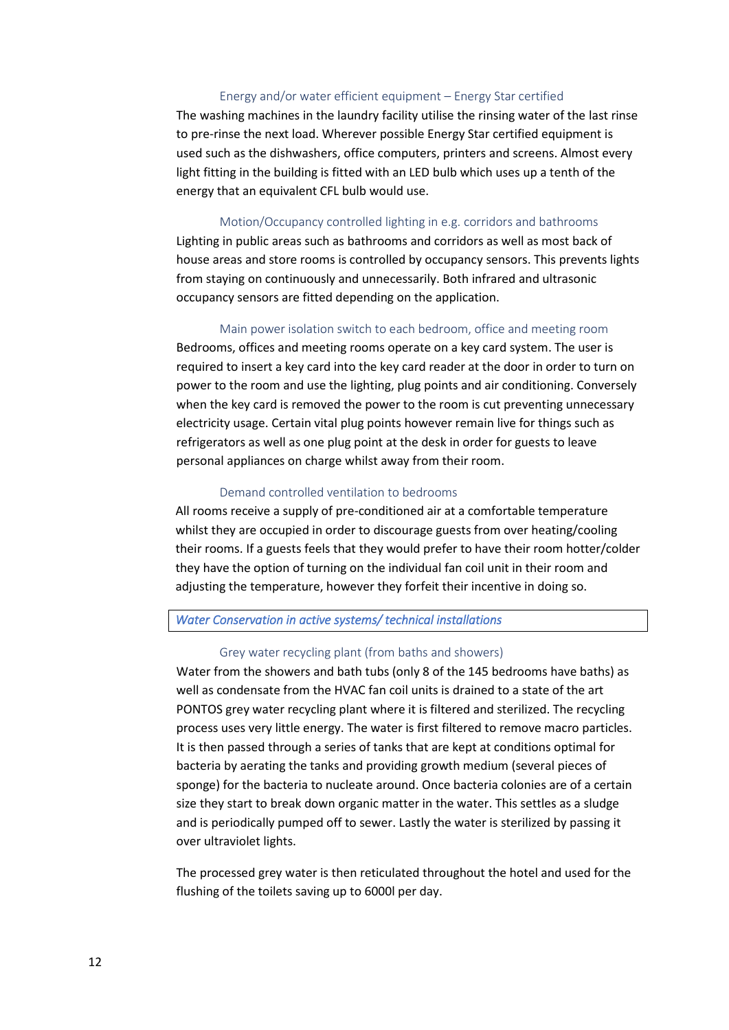#### Energy and/or water efficient equipment – Energy Star certified

The washing machines in the laundry facility utilise the rinsing water of the last rinse to pre-rinse the next load. Wherever possible Energy Star certified equipment is used such as the dishwashers, office computers, printers and screens. Almost every light fitting in the building is fitted with an LED bulb which uses up a tenth of the energy that an equivalent CFL bulb would use.

#### Motion/Occupancy controlled lighting in e.g. corridors and bathrooms

Lighting in public areas such as bathrooms and corridors as well as most back of house areas and store rooms is controlled by occupancy sensors. This prevents lights from staying on continuously and unnecessarily. Both infrared and ultrasonic occupancy sensors are fitted depending on the application.

#### Main power isolation switch to each bedroom, office and meeting room

Bedrooms, offices and meeting rooms operate on a key card system. The user is required to insert a key card into the key card reader at the door in order to turn on power to the room and use the lighting, plug points and air conditioning. Conversely when the key card is removed the power to the room is cut preventing unnecessary electricity usage. Certain vital plug points however remain live for things such as refrigerators as well as one plug point at the desk in order for guests to leave personal appliances on charge whilst away from their room.

#### Demand controlled ventilation to bedrooms

All rooms receive a supply of pre-conditioned air at a comfortable temperature whilst they are occupied in order to discourage guests from over heating/cooling their rooms. If a guests feels that they would prefer to have their room hotter/colder they have the option of turning on the individual fan coil unit in their room and adjusting the temperature, however they forfeit their incentive in doing so.

### *Water Conservation in active systems/ technical installations*

#### Grey water recycling plant (from baths and showers)

Water from the showers and bath tubs (only 8 of the 145 bedrooms have baths) as well as condensate from the HVAC fan coil units is drained to a state of the art PONTOS grey water recycling plant where it is filtered and sterilized. The recycling process uses very little energy. The water is first filtered to remove macro particles. It is then passed through a series of tanks that are kept at conditions optimal for bacteria by aerating the tanks and providing growth medium (several pieces of sponge) for the bacteria to nucleate around. Once bacteria colonies are of a certain size they start to break down organic matter in the water. This settles as a sludge and is periodically pumped off to sewer. Lastly the water is sterilized by passing it over ultraviolet lights.

The processed grey water is then reticulated throughout the hotel and used for the flushing of the toilets saving up to 6000l per day.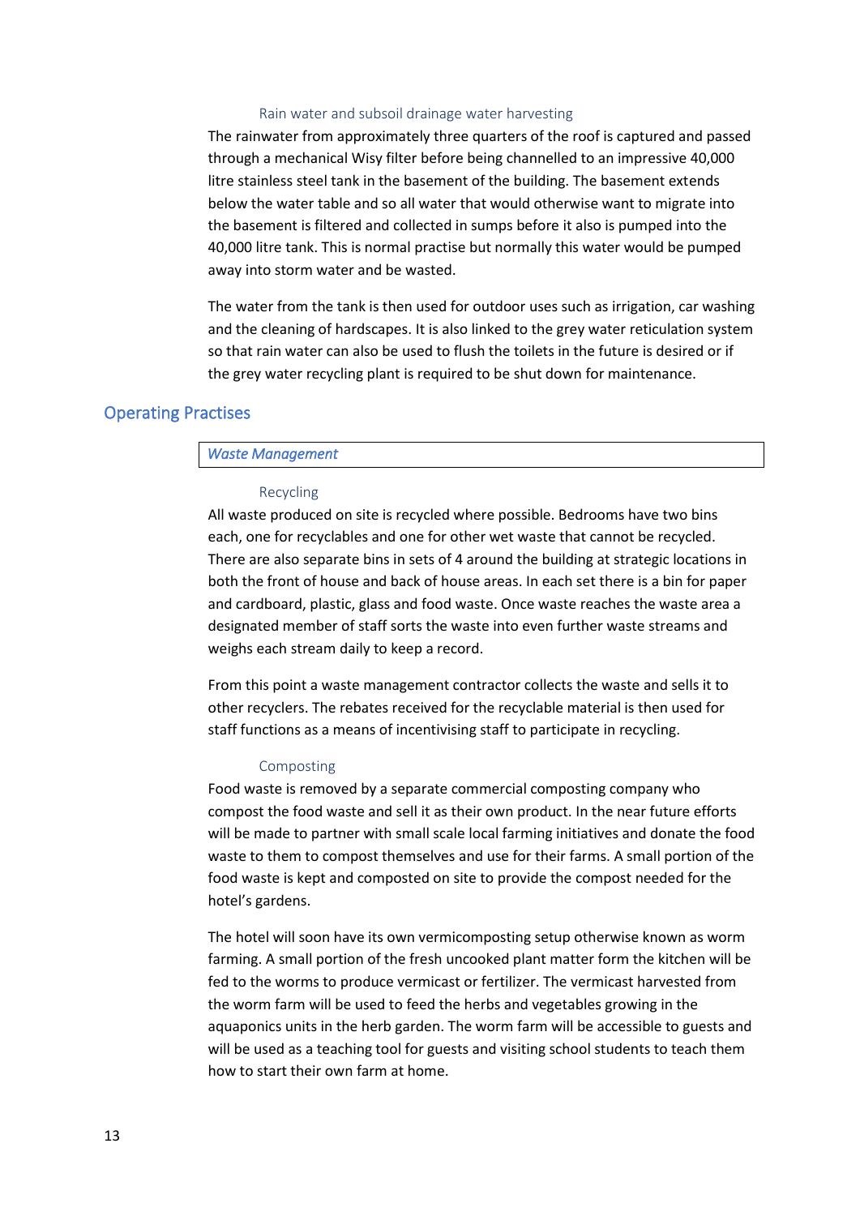#### Rain water and subsoil drainage water harvesting

The rainwater from approximately three quarters of the roof is captured and passed through a mechanical Wisy filter before being channelled to an impressive 40,000 litre stainless steel tank in the basement of the building. The basement extends below the water table and so all water that would otherwise want to migrate into the basement is filtered and collected in sumps before it also is pumped into the 40,000 litre tank. This is normal practise but normally this water would be pumped away into storm water and be wasted.

The water from the tank is then used for outdoor uses such as irrigation, car washing and the cleaning of hardscapes. It is also linked to the grey water reticulation system so that rain water can also be used to flush the toilets in the future is desired or if the grey water recycling plant is required to be shut down for maintenance.

## Operating Practises

### *Waste Management*

#### Recycling

All waste produced on site is recycled where possible. Bedrooms have two bins each, one for recyclables and one for other wet waste that cannot be recycled. There are also separate bins in sets of 4 around the building at strategic locations in both the front of house and back of house areas. In each set there is a bin for paper and cardboard, plastic, glass and food waste. Once waste reaches the waste area a designated member of staff sorts the waste into even further waste streams and weighs each stream daily to keep a record.

From this point a waste management contractor collects the waste and sells it to other recyclers. The rebates received for the recyclable material is then used for staff functions as a means of incentivising staff to participate in recycling.

#### Composting

Food waste is removed by a separate commercial composting company who compost the food waste and sell it as their own product. In the near future efforts will be made to partner with small scale local farming initiatives and donate the food waste to them to compost themselves and use for their farms. A small portion of the food waste is kept and composted on site to provide the compost needed for the hotel's gardens.

The hotel will soon have its own vermicomposting setup otherwise known as worm farming. A small portion of the fresh uncooked plant matter form the kitchen will be fed to the worms to produce vermicast or fertilizer. The vermicast harvested from the worm farm will be used to feed the herbs and vegetables growing in the aquaponics units in the herb garden. The worm farm will be accessible to guests and will be used as a teaching tool for guests and visiting school students to teach them how to start their own farm at home.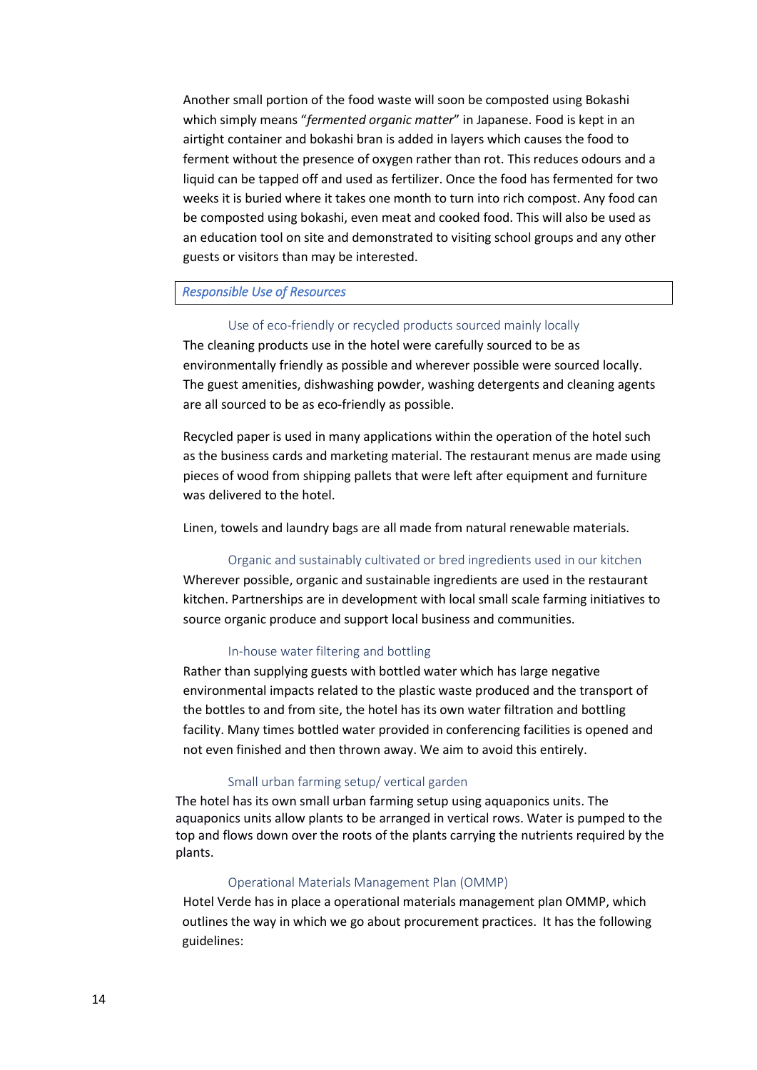Another small portion of the food waste will soon be composted using Bokashi which simply means "*fermented organic matter*" in Japanese. Food is kept in an airtight container and bokashi bran is added in layers which causes the food to ferment without the presence of oxygen rather than rot. This reduces odours and a liquid can be tapped off and used as fertilizer. Once the food has fermented for two weeks it is buried where it takes one month to turn into rich compost. Any food can be composted using bokashi, even meat and cooked food. This will also be used as an education tool on site and demonstrated to visiting school groups and any other guests or visitors than may be interested.

## *Responsible Use of Resources*

### Use of eco-friendly or recycled products sourced mainly locally

The cleaning products use in the hotel were carefully sourced to be as environmentally friendly as possible and wherever possible were sourced locally. The guest amenities, dishwashing powder, washing detergents and cleaning agents are all sourced to be as eco-friendly as possible.

Recycled paper is used in many applications within the operation of the hotel such as the business cards and marketing material. The restaurant menus are made using pieces of wood from shipping pallets that were left after equipment and furniture was delivered to the hotel.

Linen, towels and laundry bags are all made from natural renewable materials.

### Organic and sustainably cultivated or bred ingredients used in our kitchen

Wherever possible, organic and sustainable ingredients are used in the restaurant kitchen. Partnerships are in development with local small scale farming initiatives to source organic produce and support local business and communities.

### In-house water filtering and bottling

Rather than supplying guests with bottled water which has large negative environmental impacts related to the plastic waste produced and the transport of the bottles to and from site, the hotel has its own water filtration and bottling facility. Many times bottled water provided in conferencing facilities is opened and not even finished and then thrown away. We aim to avoid this entirely.

### Small urban farming setup/ vertical garden

The hotel has its own small urban farming setup using aquaponics units. The aquaponics units allow plants to be arranged in vertical rows. Water is pumped to the top and flows down over the roots of the plants carrying the nutrients required by the plants.

### Operational Materials Management Plan (OMMP)

Hotel Verde has in place a operational materials management plan OMMP, which outlines the way in which we go about procurement practices. It has the following guidelines: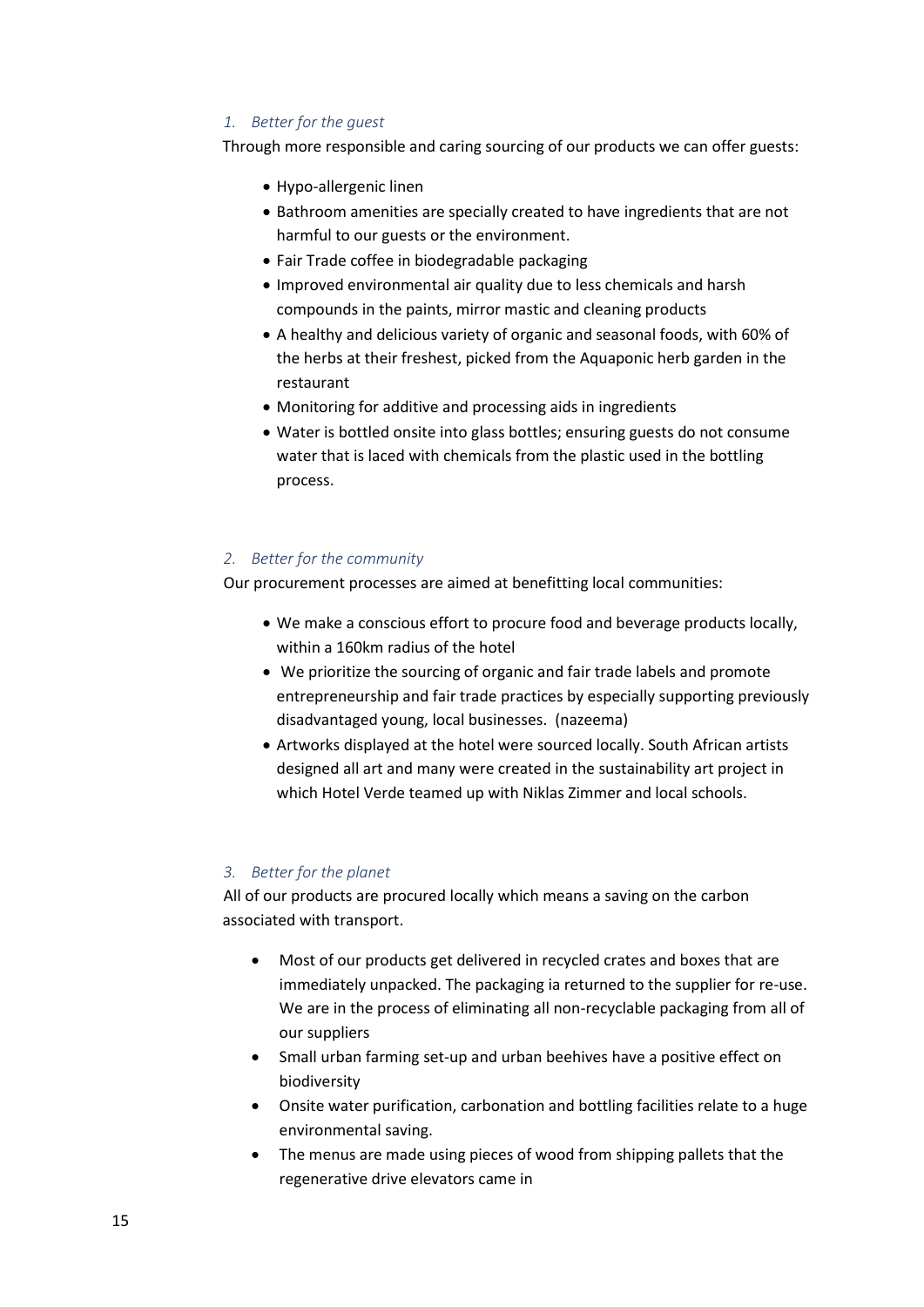### *1. Better for the guest*

Through more responsible and caring sourcing of our products we can offer guests:

- Hypo-allergenic linen
- Bathroom amenities are specially created to have ingredients that are not harmful to our guests or the environment.
- Fair Trade coffee in biodegradable packaging
- Improved environmental air quality due to less chemicals and harsh compounds in the paints, mirror mastic and cleaning products
- A healthy and delicious variety of organic and seasonal foods, with 60% of the herbs at their freshest, picked from the Aquaponic herb garden in the restaurant
- Monitoring for additive and processing aids in ingredients
- Water is bottled onsite into glass bottles; ensuring guests do not consume water that is laced with chemicals from the plastic used in the bottling process.

### *2. Better for the community*

Our procurement processes are aimed at benefitting local communities:

- We make a conscious effort to procure food and beverage products locally, within a 160km radius of the hotel
- We prioritize the sourcing of organic and fair trade labels and promote entrepreneurship and fair trade practices by especially supporting previously disadvantaged young, local businesses. (nazeema)
- Artworks displayed at the hotel were sourced locally. South African artists designed all art and many were created in the sustainability art project in which Hotel Verde teamed up with Niklas Zimmer and local schools.

### *3. Better for the planet*

All of our products are procured locally which means a saving on the carbon associated with transport.

- Most of our products get delivered in recycled crates and boxes that are immediately unpacked. The packaging ia returned to the supplier for re-use. We are in the process of eliminating all non-recyclable packaging from all of our suppliers
- Small urban farming set-up and urban beehives have a positive effect on biodiversity
- Onsite water purification, carbonation and bottling facilities relate to a huge environmental saving.
- The menus are made using pieces of wood from shipping pallets that the regenerative drive elevators came in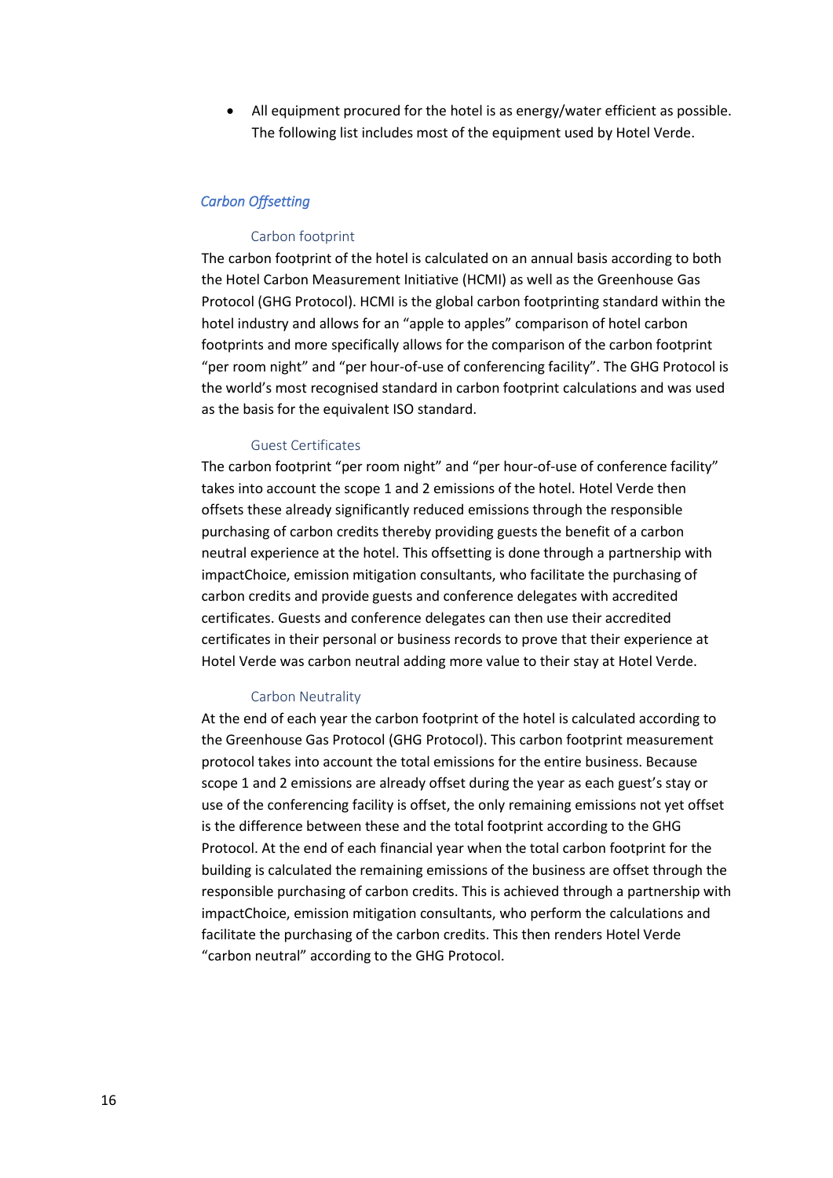- All equipment procured for the hotel is as energy/water efficient as possible. The following list includes most of the equipment used by Hotel Verde.

## *Carbon Offsetting*

### Carbon footprint

The carbon footprint of the hotel is calculated on an annual basis according to both the Hotel Carbon Measurement Initiative (HCMI) as well as the Greenhouse Gas Protocol (GHG Protocol). HCMI is the global carbon footprinting standard within the hotel industry and allows for an "apple to apples" comparison of hotel carbon footprints and more specifically allows for the comparison of the carbon footprint "per room night" and "per hour-of-use of conferencing facility". The GHG Protocol is the world's most recognised standard in carbon footprint calculations and was used as the basis for the equivalent ISO standard.

### Guest Certificates

The carbon footprint "per room night" and "per hour-of-use of conference facility" takes into account the scope 1 and 2 emissions of the hotel. Hotel Verde then offsets these already significantly reduced emissions through the responsible purchasing of carbon credits thereby providing guests the benefit of a carbon neutral experience at the hotel. This offsetting is done through a partnership with impactChoice, emission mitigation consultants, who facilitate the purchasing of carbon credits and provide guests and conference delegates with accredited certificates. Guests and conference delegates can then use their accredited certificates in their personal or business records to prove that their experience at Hotel Verde was carbon neutral adding more value to their stay at Hotel Verde.

### Carbon Neutrality

At the end of each year the carbon footprint of the hotel is calculated according to the Greenhouse Gas Protocol (GHG Protocol). This carbon footprint measurement protocol takes into account the total emissions for the entire business. Because scope 1 and 2 emissions are already offset during the year as each guest's stay or use of the conferencing facility is offset, the only remaining emissions not yet offset is the difference between these and the total footprint according to the GHG Protocol. At the end of each financial year when the total carbon footprint for the building is calculated the remaining emissions of the business are offset through the responsible purchasing of carbon credits. This is achieved through a partnership with impactChoice, emission mitigation consultants, who perform the calculations and facilitate the purchasing of the carbon credits. This then renders Hotel Verde "carbon neutral" according to the GHG Protocol.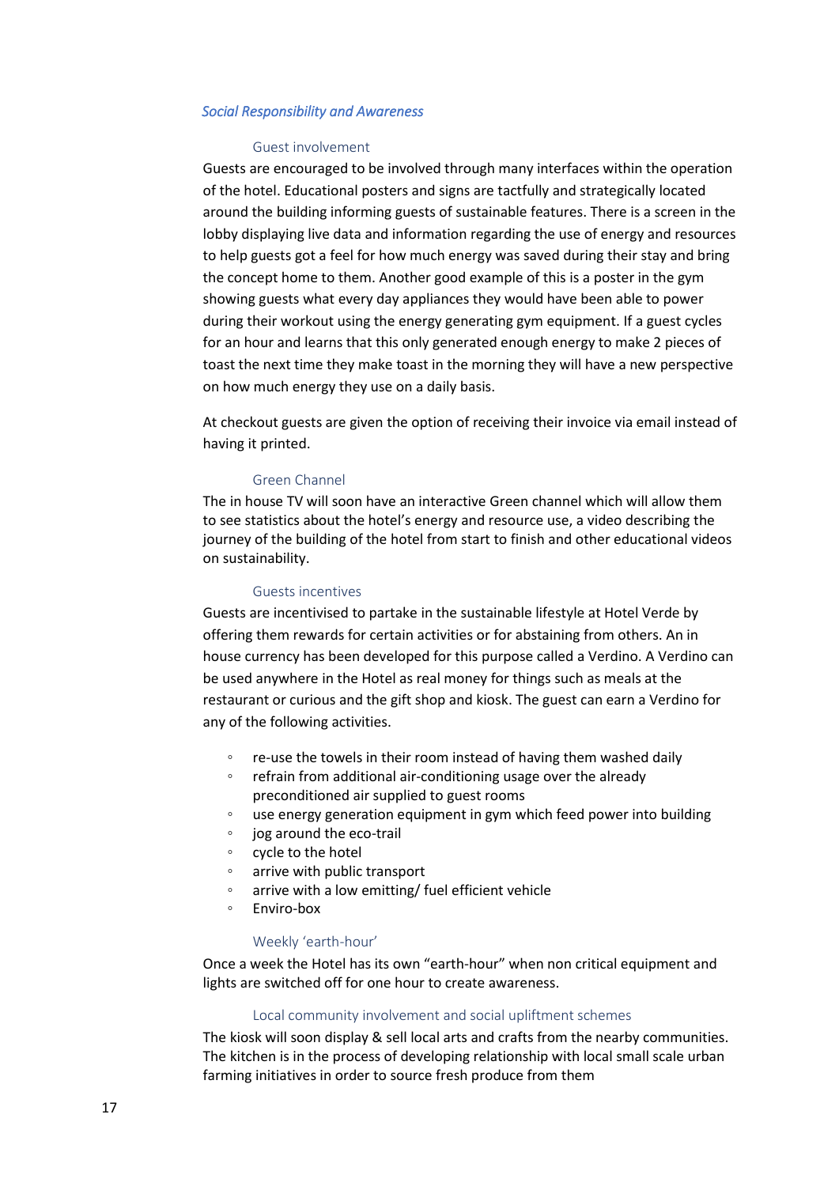## *Social Responsibility and Awareness*

### Guest involvement

Guests are encouraged to be involved through many interfaces within the operation of the hotel. Educational posters and signs are tactfully and strategically located around the building informing guests of sustainable features. There is a screen in the lobby displaying live data and information regarding the use of energy and resources to help guests got a feel for how much energy was saved during their stay and bring the concept home to them. Another good example of this is a poster in the gym showing guests what every day appliances they would have been able to power during their workout using the energy generating gym equipment. If a guest cycles for an hour and learns that this only generated enough energy to make 2 pieces of toast the next time they make toast in the morning they will have a new perspective on how much energy they use on a daily basis.

At checkout guests are given the option of receiving their invoice via email instead of having it printed.

### Green Channel

The in house TV will soon have an interactive Green channel which will allow them to see statistics about the hotel's energy and resource use, a video describing the journey of the building of the hotel from start to finish and other educational videos on sustainability.

### Guests incentives

Guests are incentivised to partake in the sustainable lifestyle at Hotel Verde by offering them rewards for certain activities or for abstaining from others. An in house currency has been developed for this purpose called a Verdino. A Verdino can be used anywhere in the Hotel as real money for things such as meals at the restaurant or curious and the gift shop and kiosk. The guest can earn a Verdino for any of the following activities.

- re-use the towels in their room instead of having them washed daily
- refrain from additional air-conditioning usage over the already preconditioned air supplied to guest rooms
- use energy generation equipment in gym which feed power into building
- jog around the eco-trail
- cycle to the hotel
- arrive with public transport
- arrive with a low emitting/ fuel efficient vehicle
- Enviro-box

### Weekly 'earth-hour'

Once a week the Hotel has its own "earth-hour" when non critical equipment and lights are switched off for one hour to create awareness.

### Local community involvement and social upliftment schemes

The kiosk will soon display & sell local arts and crafts from the nearby communities. The kitchen is in the process of developing relationship with local small scale urban farming initiatives in order to source fresh produce from them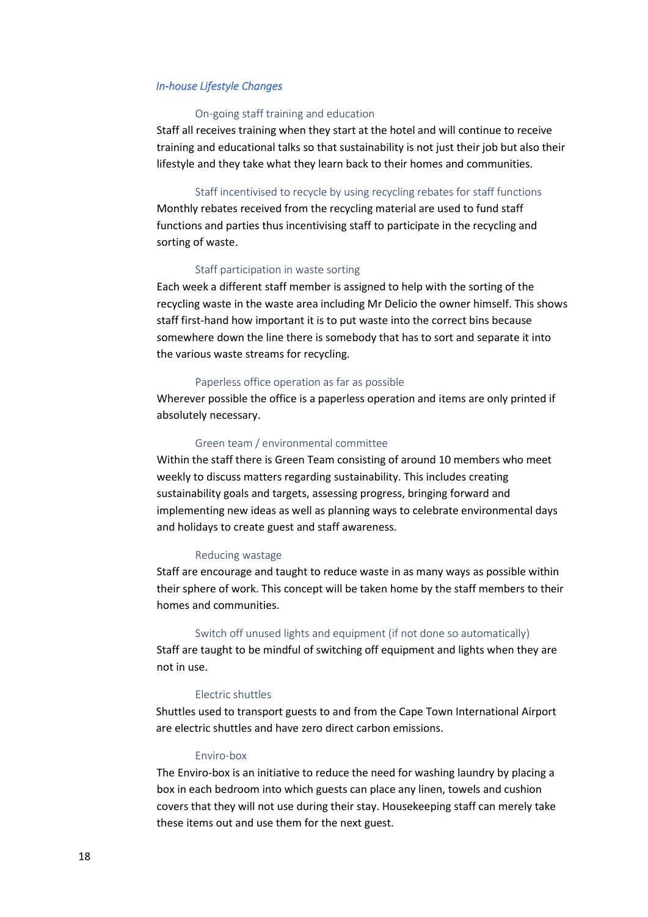### *In-house Lifestyle Changes*

#### On-going staff training and education

Staff all receives training when they start at the hotel and will continue to receive training and educational talks so that sustainability is not just their job but also their lifestyle and they take what they learn back to their homes and communities.

#### Staff incentivised to recycle by using recycling rebates for staff functions

Monthly rebates received from the recycling material are used to fund staff functions and parties thus incentivising staff to participate in the recycling and sorting of waste.

#### Staff participation in waste sorting

Each week a different staff member is assigned to help with the sorting of the recycling waste in the waste area including Mr Delicio the owner himself. This shows staff first-hand how important it is to put waste into the correct bins because somewhere down the line there is somebody that has to sort and separate it into the various waste streams for recycling.

#### Paperless office operation as far as possible

Wherever possible the office is a paperless operation and items are only printed if absolutely necessary.

#### Green team / environmental committee

Within the staff there is Green Team consisting of around 10 members who meet weekly to discuss matters regarding sustainability. This includes creating sustainability goals and targets, assessing progress, bringing forward and implementing new ideas as well as planning ways to celebrate environmental days and holidays to create guest and staff awareness.

#### Reducing wastage

Staff are encourage and taught to reduce waste in as many ways as possible within their sphere of work. This concept will be taken home by the staff members to their homes and communities.

#### Switch off unused lights and equipment (if not done so automatically)

Staff are taught to be mindful of switching off equipment and lights when they are not in use.

#### Electric shuttles

Shuttles used to transport guests to and from the Cape Town International Airport are electric shuttles and have zero direct carbon emissions.

#### Enviro-box

The Enviro-box is an initiative to reduce the need for washing laundry by placing a box in each bedroom into which guests can place any linen, towels and cushion covers that they will not use during their stay. Housekeeping staff can merely take these items out and use them for the next guest.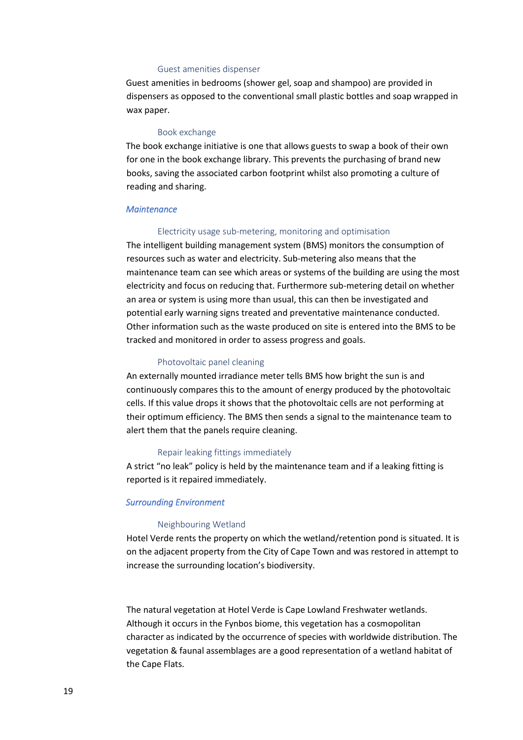#### Guest amenities dispenser

Guest amenities in bedrooms (shower gel, soap and shampoo) are provided in dispensers as opposed to the conventional small plastic bottles and soap wrapped in wax paper.

#### Book exchange

The book exchange initiative is one that allows guests to swap a book of their own for one in the book exchange library. This prevents the purchasing of brand new books, saving the associated carbon footprint whilst also promoting a culture of reading and sharing.

### *Maintenance*

#### Electricity usage sub-metering, monitoring and optimisation

The intelligent building management system (BMS) monitors the consumption of resources such as water and electricity. Sub-metering also means that the maintenance team can see which areas or systems of the building are using the most electricity and focus on reducing that. Furthermore sub-metering detail on whether an area or system is using more than usual, this can then be investigated and potential early warning signs treated and preventative maintenance conducted. Other information such as the waste produced on site is entered into the BMS to be tracked and monitored in order to assess progress and goals.

#### Photovoltaic panel cleaning

An externally mounted irradiance meter tells BMS how bright the sun is and continuously compares this to the amount of energy produced by the photovoltaic cells. If this value drops it shows that the photovoltaic cells are not performing at their optimum efficiency. The BMS then sends a signal to the maintenance team to alert them that the panels require cleaning.

#### Repair leaking fittings immediately

A strict “no leak” policy is held by the maintenance team and if a leaking fitting is reported is it repaired immediately.

### *Surrounding Environment*

#### Neighbouring Wetland

Hotel Verde rents the property on which the wetland/retention pond is situated. It is on the adjacent property from the City of Cape Town and was restored in attempt to increase the surrounding location’s biodiversity.

The natural vegetation at Hotel Verde is Cape Lowland Freshwater wetlands. Although it occurs in the Fynbos biome, this vegetation has a cosmopolitan character as indicated by the occurrence of species with worldwide distribution. The vegetation & faunal assemblages are a good representation of a wetland habitat of the Cape Flats.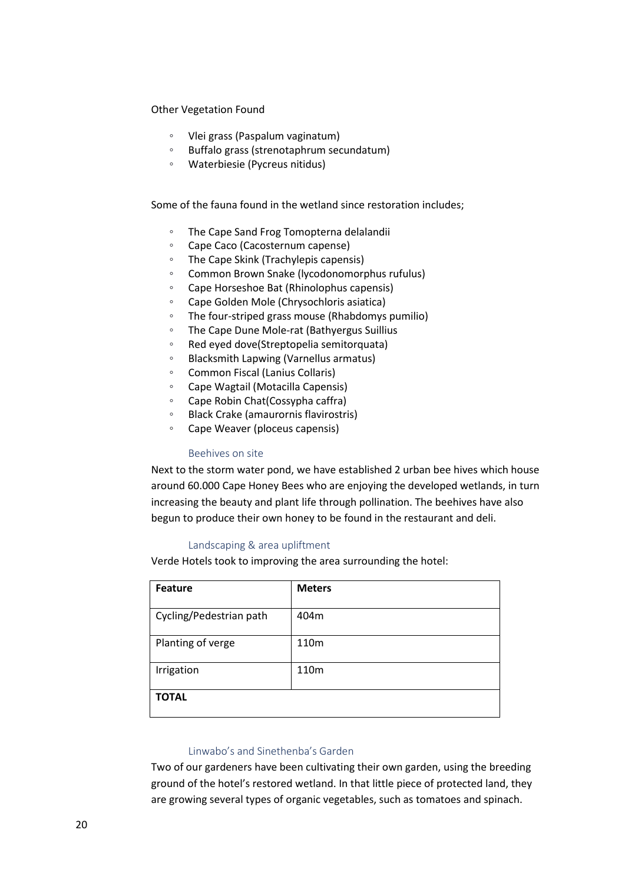Other Vegetation Found

- Vlei grass (Paspalum vaginatum)
- Buffalo grass (strenotaphrum secundatum)
- Waterbiesie (Pycreus nitidus)

Some of the fauna found in the wetland since restoration includes;

- The Cape Sand Frog Tomopterna delalandii
- Cape Caco (Cacosternum capense)
- The Cape Skink (Trachylepis capensis)
- Common Brown Snake (lycodonomorphus rufulus)
- Cape Horseshoe Bat (Rhinolophus capensis)
- Cape Golden Mole (Chrysochloris asiatica)
- The four-striped grass mouse (Rhabdomys pumilio)
- The Cape Dune Mole-rat (Bathyergus Suillius
- Red eyed dove(Streptopelia semitorquata)
- Blacksmith Lapwing (Varnellus armatus)
- Common Fiscal (Lanius Collaris)
- Cape Wagtail (Motacilla Capensis)
- Cape Robin Chat(Cossypha caffra)
- Black Crake (amaurornis flavirostris)
- Cape Weaver (ploceus capensis)

### Beehives on site

Next to the storm water pond, we have established 2 urban bee hives which house around 60.000 Cape Honey Bees who are enjoying the developed wetlands, in turn increasing the beauty and plant life through pollination. The beehives have also begun to produce their own honey to be found in the restaurant and deli.

### Landscaping & area upliftment

Verde Hotels took to improving the area surrounding the hotel:

| Feature | Meters |
|---|---|
| Cycling/Pedestrian path | 404m |
| Planting of verge | 110m |
| Irrigation | 110m |
| **TOTAL** | |

### Linwabo's and Sinethenba's Garden

Two of our gardeners have been cultivating their own garden, using the breeding ground of the hotel's restored wetland. In that little piece of protected land, they are growing several types of organic vegetables, such as tomatoes and spinach.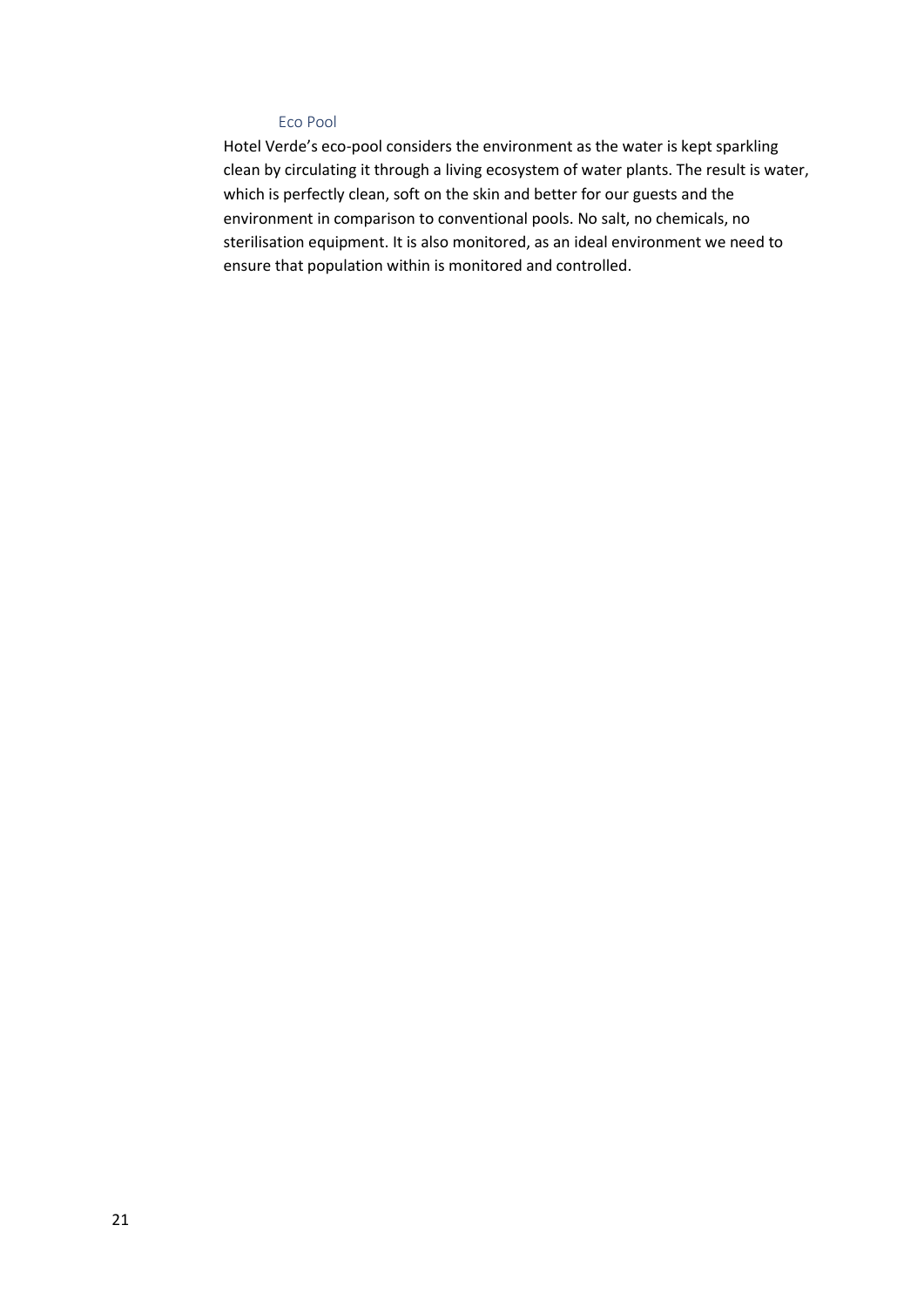### Eco Pool

Hotel Verde's eco-pool considers the environment as the water is kept sparkling clean by circulating it through a living ecosystem of water plants. The result is water, which is perfectly clean, soft on the skin and better for our guests and the environment in comparison to conventional pools. No salt, no chemicals, no sterilisation equipment. It is also monitored, as an ideal environment we need to ensure that population within is monitored and controlled.